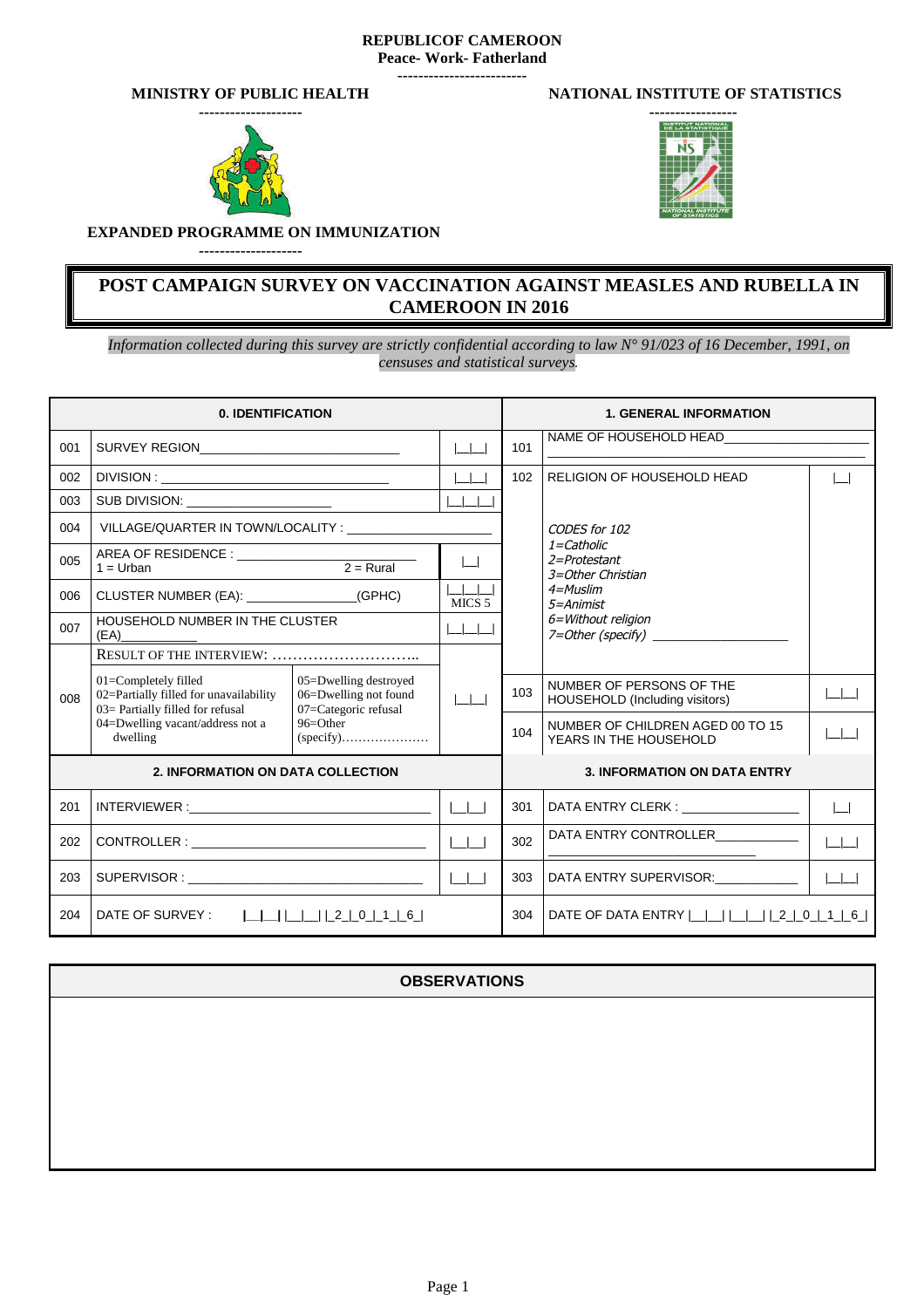**REPUBLICOF CAMEROON**
**Peace- Work- Fatherland**

**MINISTRY OF PUBLIC HEALTH**

**NATIONAL INSTITUTE OF STATISTICS**

**EXPANDED PROGRAMME ON IMMUNIZATION**

# POST CAMPAIGN SURVEY ON VACCINATION AGAINST MEASLES AND RUBELLA IN CAMEROON IN 2016

*Information collected during this survey are strictly confidential according to law N° 91/023 of 16 December, 1991, on censuses and statistical surveys.*

| **0. IDENTIFICATION** | | | | **1. GENERAL INFORMATION** | | |
|---|---|---|---|---|---|---|
| 001 | SURVEY REGION___________________________ | \|__\|__\| | 101 | NAME OF HOUSEHOLD HEAD______________________________________ | |
| 002 | DIVISION : _______________________________ | \|__\|__\| | 102 | RELIGION OF HOUSEHOLD HEAD | \|__\| |
| 003 | SUB DIVISION: ____________________ | \|__\|__\|__\| | | *CODES for 102* *1=Catholic* *2=Protestant* *3=Other Christian* *4=Muslim* *5=Animist* *6=Without religion* *7=Other (specify)* ___________________ | |
| 004 | VILLAGE/QUARTER IN TOWN/LOCALITY : ____________________ | | | | |
| 005 | AREA OF RESIDENCE : _______________________ 1 = Urban 2 = Rural | \|__\| | | | |
| 006 | CLUSTER NUMBER (EA): _______________(GPHC) | \|__\|__\|__\| MICS 5 | | | |
| 007 | HOUSEHOLD NUMBER IN THE CLUSTER (EA)__________ | \|__\|__\|__\| | | | |
| 008 | RESULT OF THE INTERVIEW: ………………………… 01=Completely filled 02=Partially filled for unavailability 03= Partially filled for refusal 04=Dwelling vacant/address not a dwelling 05=Dwelling destroyed 06=Dwelling not found 07=Categoric refusal 96=Other (specify)………………… | \|__\|__\| | 103 | NUMBER OF PERSONS OF THE HOUSEHOLD (Including visitors) | \|__\|__\| |
| | | | 104 | NUMBER OF CHILDREN AGED 00 TO 15 YEARS IN THE HOUSEHOLD | \|__\|__\| |
| **2. INFORMATION ON DATA COLLECTION** | | | | **3. INFORMATION ON DATA ENTRY** | | |
| 201 | INTERVIEWER :________________________________ | \|__\|__\| | 301 | DATA ENTRY CLERK : ________________ | \|__\| |
| 202 | CONTROLLER : ________________________________ | \|__\|__\| | 302 | DATA ENTRY CONTROLLER___________________________________ | \|__\|__\| |
| 203 | SUPERVISOR : _________________________________ | \|__\|__\| | 303 | DATA ENTRY SUPERVISOR:___________ | \|__\|__\| |
| 204 | DATE OF SURVEY : \|__\|__\|\|__\|__\|\|_2_\|_0_\|_1_\|_6_\| | | 304 | DATE OF DATA ENTRY \|__\|__\|\|__\|__\|\|_2_\|_0_\|_1_\|_6_\| | |

| **OBSERVATIONS** |
|---|
| |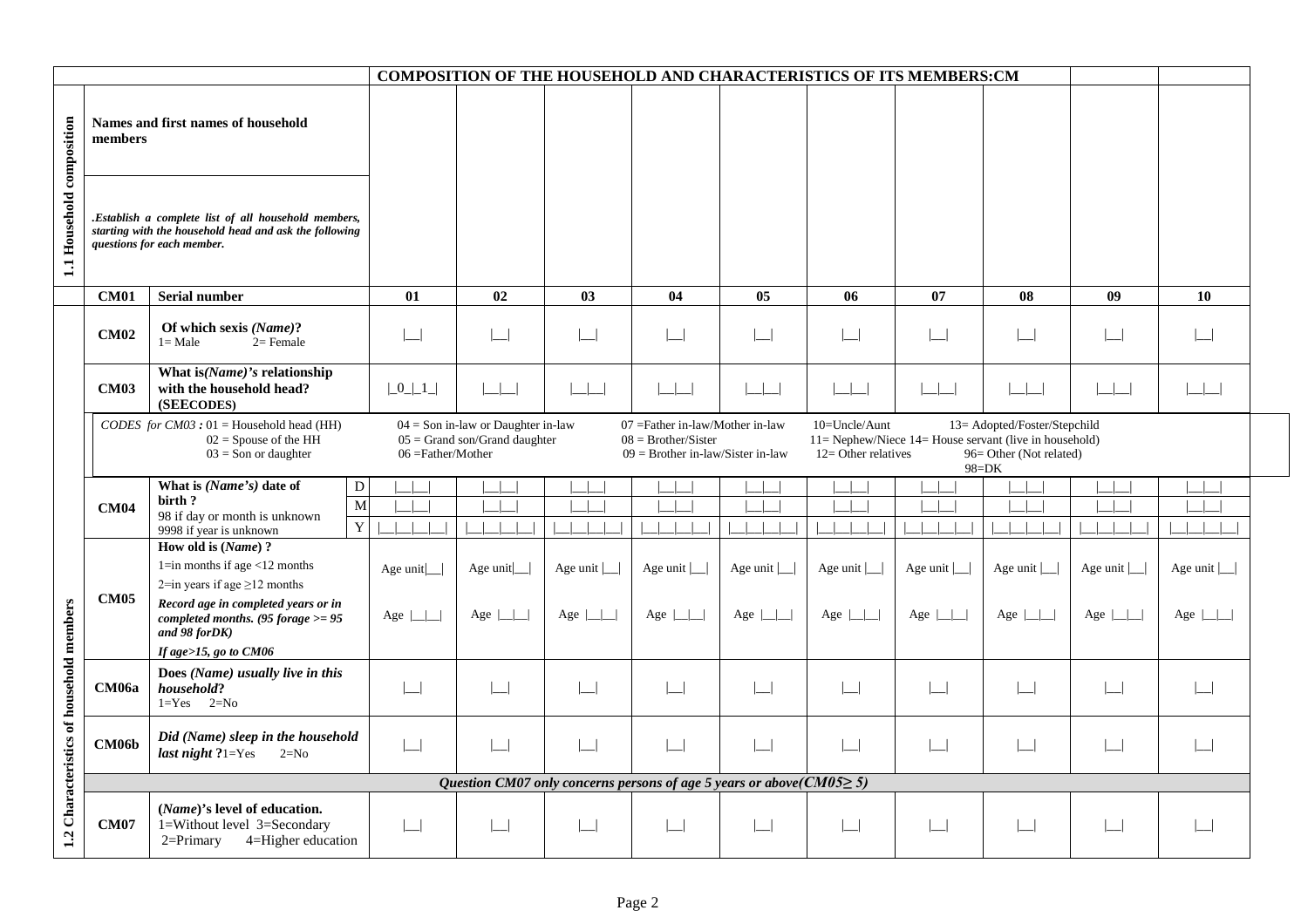| | | | 01 | 02 | 03 | 04 | 05 | 06 | 07 | 08 | 09 | 10 |
|---|---|---|---|---|---|---|---|---|---|---|---|---|
| | | **COMPOSITION OF THE HOUSEHOLD AND CHARACTERISTICS OF ITS MEMBERS:CM** | | | | | | | | | | |
| **1.1 Household composition** | | **Names and first names of household members** | | | | | | | | | | |
| | | *.Establish a complete list of all household members, starting with the household head and ask the following questions for each member.* | | | | | | | | | | |
| | **CM01** | **Serial number** | **01** | **02** | **03** | **04** | **05** | **06** | **07** | **08** | **09** | **10** |
| **1.2 Characteristics of household members** | **CM02** | **Of which sexis *(Name)*?** 1= Male 2= Female | \|__\| | \|__\| | \|__\| | \|__\| | \|__\| | \|__\| | \|__\| | \|__\| | \|__\| | \|__\| |
| | **CM03** | **What is*(Name)'s* relationship with the household head? (SEECODES)** | \|_0_\|_1_\| | \|__\|__\| | \|__\|__\| | \|__\|__\| | \|__\|__\| | \|__\|__\| | \|__\|__\| | \|__\|__\| | \|__\|__\| | \|__\|__\| |
| | | *CODES for CM03 :* 01 = Household head (HH); 02 = Spouse of the HH; 03 = Son or daughter; 04 = Son in-law or Daughter in-law; 05 = Grand son/Grand daughter; 06 =Father/Mother; 07 =Father in-law/Mother in-law; 08 = Brother/Sister; 09 = Brother in-law/Sister in-law; 10=Uncle/Aunt; 11= Nephew/Niece; 12= Other relatives; 13= Adopted/Foster/Stepchild; 14= House servant (live in household); 96= Other (Not related); 98=DK | | | | | | | | | | |
| | **CM04** | **What is *(Name's)* date of birth ?** 98 if day or month is unknown — D | \|__\|__\| | \|__\|__\| | \|__\|__\| | \|__\|__\| | \|__\|__\| | \|__\|__\| | \|__\|__\| | \|__\|__\| | \|__\|__\| | \|__\|__\| |
| | | M | \|__\|__\| | \|__\|__\| | \|__\|__\| | \|__\|__\| | \|__\|__\| | \|__\|__\| | \|__\|__\| | \|__\|__\| | \|__\|__\| | \|__\|__\| |
| | | 9998 if year is unknown — Y | \|__\|__\|__\|__\| | \|__\|__\|__\|__\| | \|__\|__\|__\|__\| | \|__\|__\|__\|__\| | \|__\|__\|__\|__\| | \|__\|__\|__\|__\| | \|__\|__\|__\|__\| | \|__\|__\|__\|__\| | \|__\|__\|__\|__\| | \|__\|__\|__\|__\| |
| | **CM05** | **How old is (*Name*) ?** 1=in months if age <12 months; 2=in years if age ≥12 months | Age unit\|__\| | Age unit\|__\| | Age unit \|__\| | Age unit \|__\| | Age unit \|__\| | Age unit \|__\| | Age unit \|__\| | Age unit \|__\| | Age unit \|__\| | Age unit \|__\| |
| | | ***Record age in completed years or in completed months. (95 forage >= 95 and 98 forDK)*** ***If age>15, go to CM06*** | Age \|__\|__\| | Age \|__\|__\| | Age \|__\|__\| | Age \|__\|__\| | Age \|__\|__\| | Age \|__\|__\| | Age \|__\|__\| | Age \|__\|__\| | Age \|__\|__\| | Age \|__\|__\| |
| | **CM06a** | **Does *(Name)* usually live in this household?** 1=Yes 2=No | \|__\| | \|__\| | \|__\| | \|__\| | \|__\| | \|__\| | \|__\| | \|__\| | \|__\| | \|__\| |
| | **CM06b** | ***Did (Name) sleep in the household last night ?***1=Yes 2=No | \|__\| | \|__\| | \|__\| | \|__\| | \|__\| | \|__\| | \|__\| | \|__\| | \|__\| | \|__\| |
| | | ***Question CM07 only concerns persons of age 5 years or above(CM05≥ 5)*** | | | | | | | | | | |
| | **CM07** | **(*Name*)'s level of education.** 1=Without level 2=Primary 3=Secondary 4=Higher education | \|__\| | \|__\| | \|__\| | \|__\| | \|__\| | \|__\| | \|__\| | \|__\| | \|__\| | \|__\| |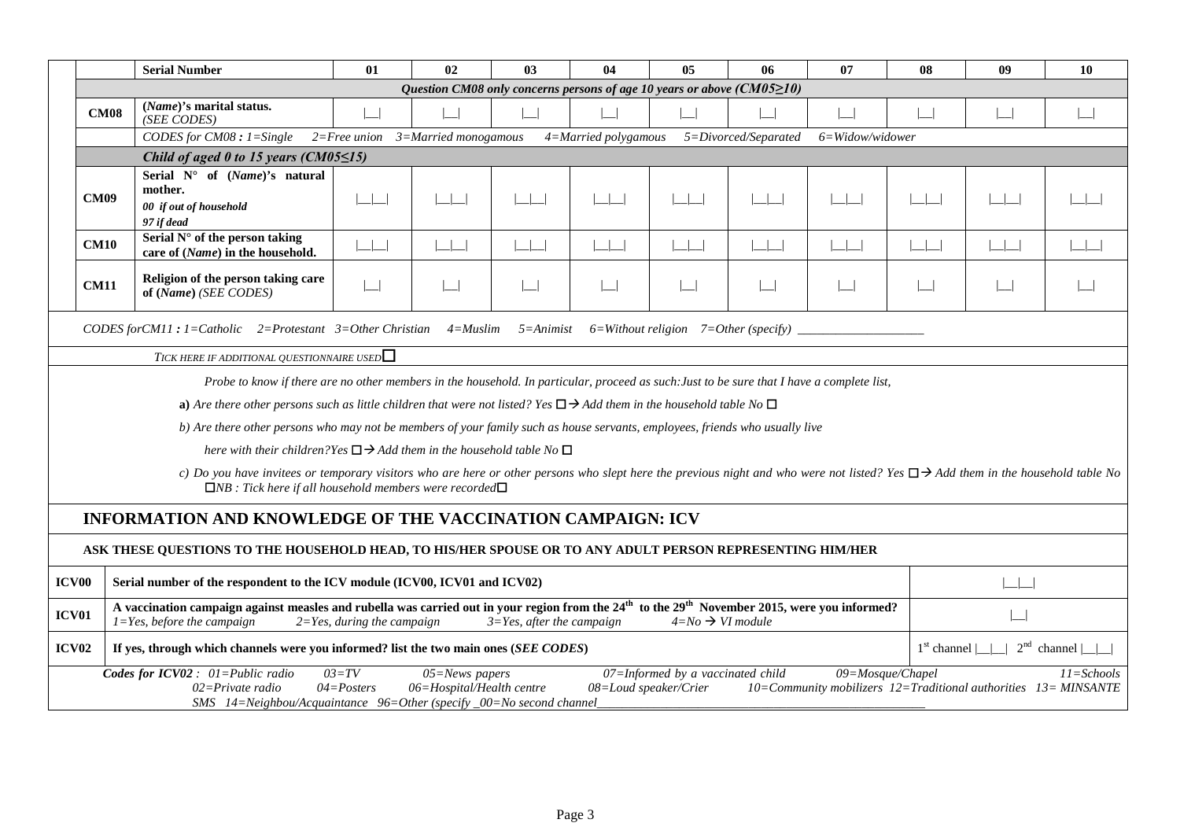| | Serial Number | 01 | 02 | 03 | 04 | 05 | 06 | 07 | 08 | 09 | 10 |
|---|---|---|---|---|---|---|---|---|---|---|---|
| | *Question CM08 only concerns persons of age 10 years or above (CM05≥10)* | | | | | | | | | | |
| **CM08** | **(*Name*)'s marital status.** *(SEE CODES)* | \|__\| | \|__\| | \|__\| | \|__\| | \|__\| | \|__\| | \|__\| | \|__\| | \|__\| | \|__\| |
| | *CODES for CM08 : 1=Single 2=Free union 3=Married monogamous 4=Married polygamous 5=Divorced/Separated 6=Widow/widower* | | | | | | | | | | |
| | ***Child of aged 0 to 15 years (CM05≤15)*** | | | | | | | | | | |
| **CM09** | **Serial N° of (*Name*)'s natural mother.** *00 if out of household* *97 if dead* | \|__\|__\| | \|__\|__\| | \|__\|__\| | \|__\|__\| | \|__\|__\| | \|__\|__\| | \|__\|__\| | \|__\|__\| | \|__\|__\| | \|__\|__\| |
| **CM10** | **Serial N° of the person taking care of (*Name*) in the household.** | \|__\|__\| | \|__\|__\| | \|__\|__\| | \|__\|__\| | \|__\|__\| | \|__\|__\| | \|__\|__\| | \|__\|__\| | \|__\|__\| | \|__\|__\| |
| **CM11** | **Religion of the person taking care of (*Name*)** *(SEE CODES)* | \|__\| | \|__\| | \|__\| | \|__\| | \|__\| | \|__\| | \|__\| | \|__\| | \|__\| | \|__\| |

*CODES forCM11 : 1=Catholic 2=Protestant 3=Other Christian 4=Muslim 5=Animist 6=Without religion 7=Other (specify) ____________________*

*TICK HERE IF ADDITIONAL QUESTIONNAIRE USED* ☐

*Probe to know if there are no other members in the household. In particular, proceed as such:Just to be sure that I have a complete list,*

**a)** *Are there other persons such as little children that were not listed? Yes* ☐→ *Add them in the household table No* ☐

*b) Are there other persons who may not be members of your family such as house servants, employees, friends who usually live here with their children?Yes* ☐→ *Add them in the household table No* ☐

*c) Do you have invitees or temporary visitors who are here or other persons who slept here the previous night and who were not listed? Yes* ☐→ *Add them in the household table No* ☐*NB : Tick here if all household members were recorded*☐

## INFORMATION AND KNOWLEDGE OF THE VACCINATION CAMPAIGN: ICV

**ASK THESE QUESTIONS TO THE HOUSEHOLD HEAD, TO HIS/HER SPOUSE OR TO ANY ADULT PERSON REPRESENTING HIM/HER**

| | | |
|---|---|---|
| **ICV00** | **Serial number of the respondent to the ICV module (ICV00, ICV01 and ICV02)** | \|__\|__\| |
| **ICV01** | **A vaccination campaign against measles and rubella was carried out in your region from the 24th to the 29th November 2015, were you informed?** *1=Yes, before the campaign 2=Yes, during the campaign 3=Yes, after the campaign 4=No → VI module* | \|__\| |
| **ICV02** | **If yes, through which channels were you informed? list the two main ones (*SEE CODES*)** | 1st channel \|__\|__\| 2nd channel \|__\|__\| |

***Codes for ICV02*** *: 01=Public radio 02=Private radio 03=TV 04=Posters 05=News papers 06=Hospital/Health centre 07=Informed by a vaccinated child 08=Loud speaker/Crier 09=Mosque/Chapel 10=Community mobilizers 11=Schools 12=Traditional authorities 13= MINSANTE SMS 14=Neighbou/Acquaintance 96=Other (specify _00=No second channel___________________________________________________*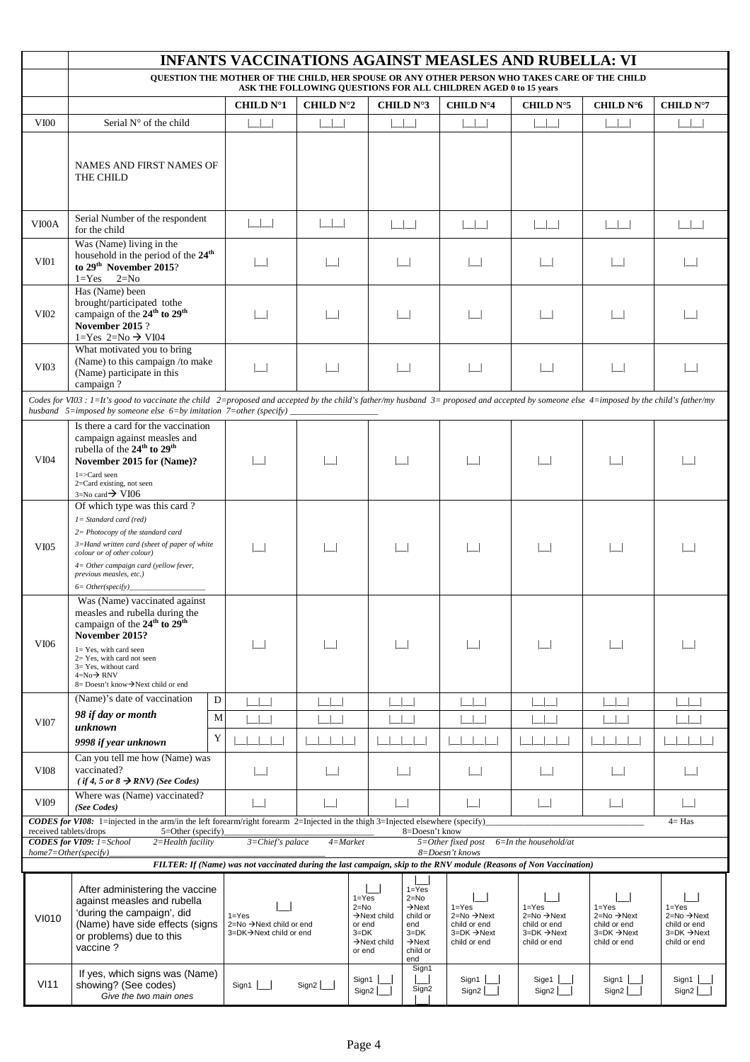# INFANTS VACCINATIONS AGAINST MEASLES AND RUBELLA: VI

**QUESTION THE MOTHER OF THE CHILD, HER SPOUSE OR ANY OTHER PERSON WHO TAKES CARE OF THE CHILD**
**ASK THE FOLLOWING QUESTIONS FOR ALL CHILDREN AGED 0 to 15 years**

| | | CHILD N°1 | CHILD N°2 | CHILD N°3 | CHILD N°4 | CHILD N°5 | CHILD N°6 | CHILD N°7 |
|---|---|---|---|---|---|---|---|---|
| VI00 | Serial N° of the child | \|__\|__\| | \|__\|__\| | \|__\|__\| | \|__\|__\| | \|__\|__\| | \|__\|__\| | \|__\|__\| |
| | NAMES AND FIRST NAMES OF THE CHILD | | | | | | | |
| VI00A | Serial Number of the respondent for the child | \|__\|__\| | \|__\|__\| | \|__\|__\| | \|__\|__\| | \|__\|__\| | \|__\|__\| | \|__\|__\| |
| VI01 | Was (Name) living in the household in the period of the 24th to 29th November 2015? 1=Yes 2=No | \|__\| | \|__\| | \|__\| | \|__\| | \|__\| | \|__\| | \|__\| |
| VI02 | Has (Name) been brought/participated tothe campaign of the 24th to 29th November 2015 ? 1=Yes 2=No → VI04 | \|__\| | \|__\| | \|__\| | \|__\| | \|__\| | \|__\| | \|__\| |
| VI03 | What motivated you to bring (Name) to this campaign /to make (Name) participate in this campaign ? | \|__\| | \|__\| | \|__\| | \|__\| | \|__\| | \|__\| | \|__\| |

*Codes for VI03 : 1=It's good to vaccinate the child 2=proposed and accepted by the child's father/my husband 3= proposed and accepted by someone else 4=imposed by the child's father/my husband 5=imposed by someone else 6=by imitation 7=other (specify) ___________________*

| | | CHILD N°1 | CHILD N°2 | CHILD N°3 | CHILD N°4 | CHILD N°5 | CHILD N°6 | CHILD N°7 |
|---|---|---|---|---|---|---|---|---|
| VI04 | Is there a card for the vaccination campaign against measles and rubella of the 24th to 29th November 2015 for (Name)? 1=>Card seen 2=Card existing, not seen 3=No card→ VI06 | \|__\| | \|__\| | \|__\| | \|__\| | \|__\| | \|__\| | \|__\| |
| VI05 | Of which type was this card ? *1= Standard card (red)* *2= Photocopy of the standard card* *3=Hand written card (sheet of paper of white colour or of other colour)* *4= Other campaign card (yellow fever, previous measles, etc.)* *6= Other(specify)__________________* | \|__\| | \|__\| | \|__\| | \|__\| | \|__\| | \|__\| | \|__\| |
| VI06 | Was (Name) vaccinated against measles and rubella during the campaign of the 24th to 29th November 2015? 1= Yes, with card seen 2= Yes, with card not seen 3= Yes, without card 4=No→ RNV 8= Doesn't know→Next child or end | \|__\| | \|__\| | \|__\| | \|__\| | \|__\| | \|__\| | \|__\| |
| VI07 | (Name)'s date of vaccination — D | \|__\|__\| | \|__\|__\| | \|__\|__\| | \|__\|__\| | \|__\|__\| | \|__\|__\| | \|__\|__\| |
| | *98 if day or month unknown* — M | \|__\|__\| | \|__\|__\| | \|__\|__\| | \|__\|__\| | \|__\|__\| | \|__\|__\| | \|__\|__\| |
| | *9998 if year unknown* — Y | \|__\|__\|__\|__\| | \|__\|__\|__\|__\| | \|__\|__\|__\|__\| | \|__\|__\|__\|__\| | \|__\|__\|__\|__\| | \|__\|__\|__\|__\| | \|__\|__\|__\|__\| |
| VI08 | Can you tell me how (Name) was vaccinated? *( if 4, 5 or 8 → RNV) (See Codes)* | \|__\| | \|__\| | \|__\| | \|__\| | \|__\| | \|__\| | \|__\| |
| VI09 | Where was (Name) vaccinated? *(See Codes)* | \|__\| | \|__\| | \|__\| | \|__\| | \|__\| | \|__\| | \|__\| |

***CODES for VI08:*** 1=injected in the arm/in the left forearm/right forearm 2=Injected in the thigh 3=Injected elsewhere (specify)___________________________________ 4= Has received tablets/drops 5=Other (specify)___________________________ 8=Doesn't know

***CODES for VI09:*** *1=School 2=Health facility 3=Chief's palace 4=Market 5=Other fixed post 6=In the household/at home7=Other(specify)______________________________________________ 8=Doesn't knows*

***FILTER: If (Name) was not vaccinated during the last campaign, skip to the RNV module (Reasons of Non Vaccination)***

| | | CHILD N°1 | CHILD N°2 | CHILD N°3 | CHILD N°4 | CHILD N°5 | CHILD N°6 | CHILD N°7 |
|---|---|---|---|---|---|---|---|---|
| VI010 | After administering the vaccine against measles and rubella 'during the campaign', did (Name) have side effects (signs or problems) due to this vaccine ? | \|__\| 1=Yes 2=No →Next child or end 3=DK→Next child or end | | \|__\| 1=Yes 2=No →Next child or end 3=DK →Next child or end | \|__\| 1=Yes 2=No →Next child or end 3=DK →Next child or end | \|__\| 1=Yes 2=No →Next child or end 3=DK →Next child or end | \|__\| 1=Yes 2=No →Next child or end 3=DK →Next child or end | \|__\| 1=Yes 2=No →Next child or end 3=DK →Next child or end \| \|__\| 1=Yes 2=No →Next child or end 3=DK →Next child or end |
| VI11 | If yes, which signs was (Name) showing? (See codes) *Give the two main ones* | Sign1 \|__\| | Sign2 \|__\| | Sign1 \|__\| Sign2 \|__\| \| Sign1 \|__\| Sign2 \|__\| | Sign1 \|__\| Sign2 \|__\| | Sige1 \|__\| Sign2 \|__\| | Sign1 \|__\| Sign2 \|__\| | Sign1 \|__\| Sign2 \|__\| |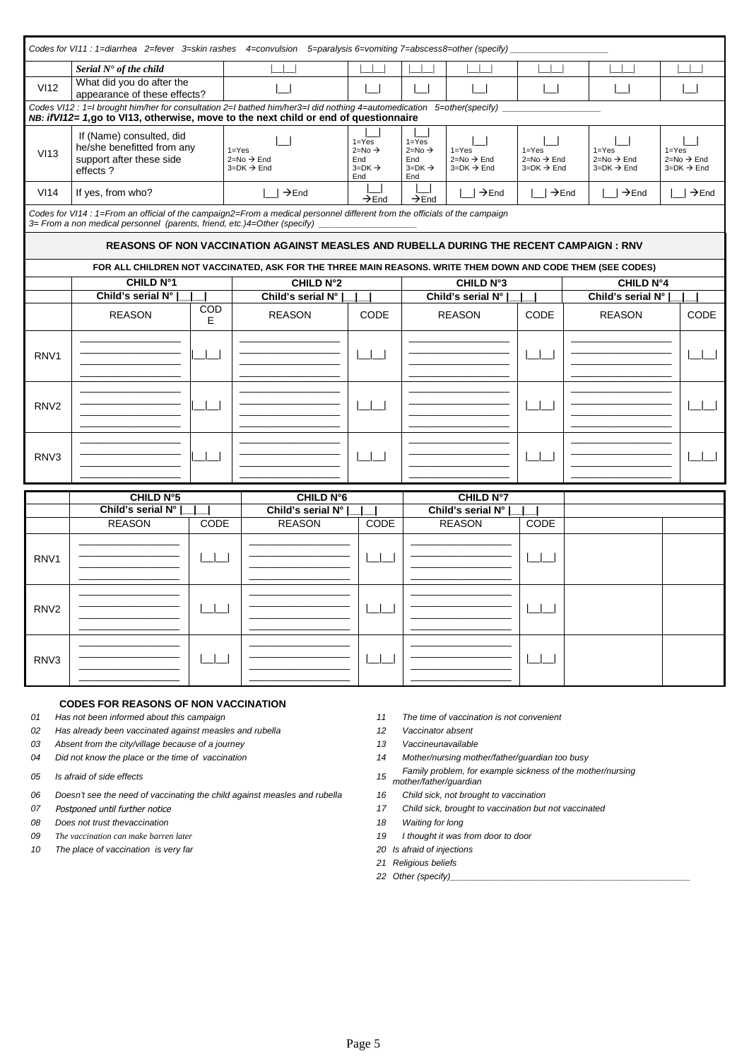*Codes for VI11 : 1=diarrhea 2=fever 3=skin rashes 4=convulsion 5=paralysis 6=vomiting 7=abscess8=other (specify) ___________________*

| | | | | | | | | |
|---|---|---|---|---|---|---|---|---|
| | ***Serial N° of the child*** | \|__\|__\| | \|__\|__\| | \|__\|__\| | \|__\|__\| | \|__\|__\| | \|__\|__\| | \|__\|__\| |
| VI12 | What did you do after the appearance of these effects? | \|__\| | \|__\| | \|__\| | \|__\| | \|__\| | \|__\| | \|__\| |

*Codes VI12 : 1=I brought him/her for consultation 2=I bathed him/her3=I did nothing 4=automedication 5=other(specify) ___________________*
***NB: ifVI12= 1,go to VI13, otherwise, move to the next child or end of questionnaire***

| | | | | | | | | |
|---|---|---|---|---|---|---|---|---|
| VI13 | If (Name) consulted, did he/she benefitted from any support after these side effects ? | \|__\| 1=Yes 2=No → End 3=DK → End | \|__\| 1=Yes 2=No → End 3=DK → End | \|__\| 1=Yes 2=No → End 3=DK → End | \|__\| 1=Yes 2=No → End 3=DK → End | \|__\| 1=Yes 2=No → End 3=DK → End | \|__\| 1=Yes 2=No → End 3=DK → End | \|__\| 1=Yes 2=No → End 3=DK → End |
| VI14 | If yes, from who? | \|__\| →End | \|__\| →End | \|__\| →End | \|__\| →End | \|__\| →End | \|__\| →End | \|__\| →End |

*Codes for VI14 : 1=From an official of the campaign2=From a medical personnel different from the officials of the campaign*
*3= From a non medical personnel (parents, friend, etc.)4=Other (specify) ___________________*

## REASONS OF NON VACCINATION AGAINST MEASLES AND RUBELLA DURING THE RECENT CAMPAIGN : RNV

**FOR ALL CHILDREN NOT VACCINATED, ASK FOR THE THREE MAIN REASONS. WRITE THEM DOWN AND CODE THEM (SEE CODES)**

| | CHILD N°1 | | CHILD N°2 | | CHILD N°3 | | CHILD N°4 | |
|---|---|---|---|---|---|---|---|---|
| | Child's serial N° \|__\|__\| | | Child's serial N° \|__\|__\| | | Child's serial N° \|__\|__\| | | Child's serial N° \|__\|__\| | |
| | REASON | CODE | REASON | CODE | REASON | CODE | REASON | CODE |
| RNV1 | ________________ | \|__\|__\| | ________________ | \|__\|__\| | ________________ | \|__\|__\| | ________________ | \|__\|__\| |
| RNV2 | ________________ | \|__\|__\| | ________________ | \|__\|__\| | ________________ | \|__\|__\| | ________________ | \|__\|__\| |
| RNV3 | ________________ | \|__\|__\| | ________________ | \|__\|__\| | ________________ | \|__\|__\| | ________________ | \|__\|__\| |

| | CHILD N°5 | | CHILD N°6 | | CHILD N°7 | | | |
|---|---|---|---|---|---|---|---|---|
| | Child's serial N° \|__\|__\| | | Child's serial N° \|__\|__\| | | Child's serial N° \|__\|__\| | | | |
| | REASON | CODE | REASON | CODE | REASON | CODE | | |
| RNV1 | ________________ | \|__\|__\| | ________________ | \|__\|__\| | ________________ | \|__\|__\| | | |
| RNV2 | ________________ | \|__\|__\| | ________________ | \|__\|__\| | ________________ | \|__\|__\| | | |
| RNV3 | ________________ | \|__\|__\| | ________________ | \|__\|__\| | ________________ | \|__\|__\| | | |

### CODES FOR REASONS OF NON VACCINATION

01 *Has not been informed about this campaign*
02 *Has already been vaccinated against measles and rubella*
03 *Absent from the city/village because of a journey*
04 *Did not know the place or the time of vaccination*
05 *Is afraid of side effects*
06 *Doesn't see the need of vaccinating the child against measles and rubella*
07 *Postponed until further notice*
08 *Does not trust thevaccination*
09 *The vaccination can make barren later*
10 *The place of vaccination is very far*
11 *The time of vaccination is not convenient*
12 *Vaccinator absent*
13 *Vaccineunavailable*
14 *Mother/nursing mother/father/guardian too busy*
15 *Family problem, for example sickness of the mother/nursing mother/father/guardian*
16 *Child sick, not brought to vaccination*
17 *Child sick, brought to vaccination but not vaccinated*
18 *Waiting for long*
19 *I thought it was from door to door*
20 *Is afraid of injections*
21 *Religious beliefs*
22 *Other (specify)________________________________________________*